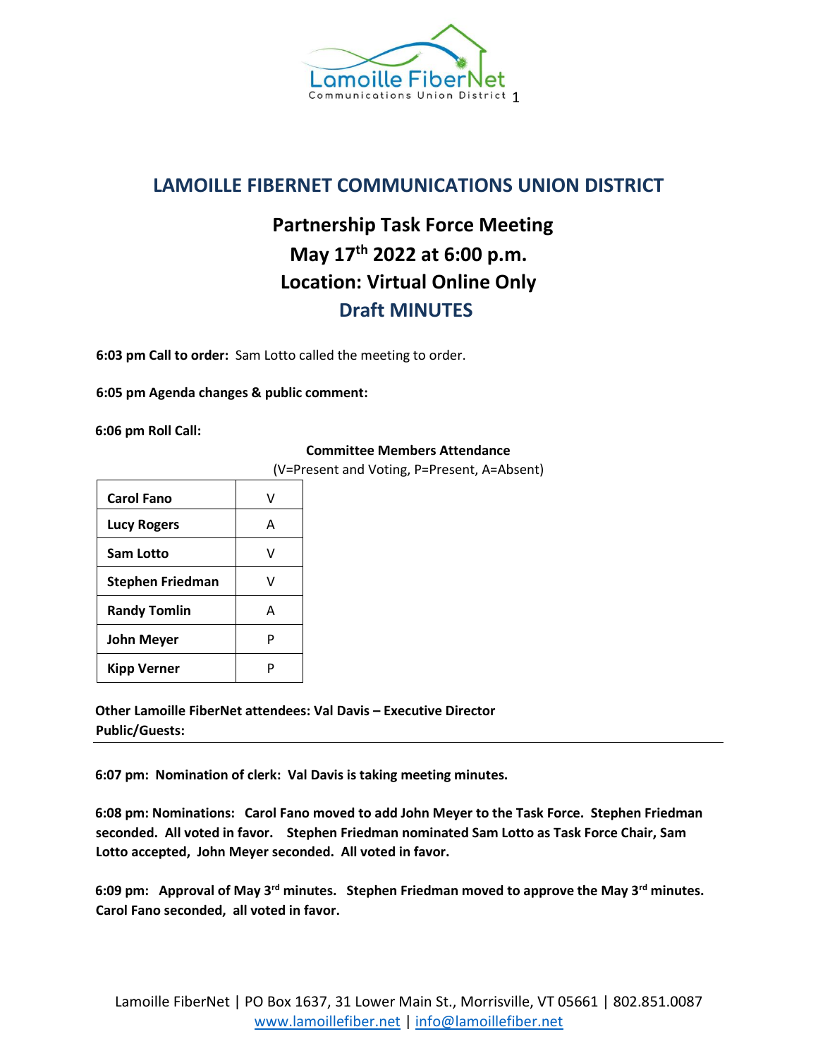# LAMOILLE FIBERNET COMMUNICATIONS UNION DISTRICT

## Partnership Task Force Meeting
## May 17th 2022 at 6:00 p.m.
## Location: Virtual Online Only
## Draft MINUTES

**6:03 pm Call to order:** Sam Lotto called the meeting to order.

**6:05 pm Agenda changes & public comment:**

**6:06 pm Roll Call:**

**Committee Members Attendance**
(V=Present and Voting, P=Present, A=Absent)

| Name | Attendance |
|---|---|
| **Carol Fano** | V |
| **Lucy Rogers** | A |
| **Sam Lotto** | V |
| **Stephen Friedman** | V |
| **Randy Tomlin** | A |
| **John Meyer** | P |
| **Kipp Verner** | P |

**Other Lamoille FiberNet attendees: Val Davis – Executive Director**
**Public/Guests:**

---

**6:07 pm: Nomination of clerk: Val Davis is taking meeting minutes.**

**6:08 pm: Nominations: Carol Fano moved to add John Meyer to the Task Force. Stephen Friedman seconded. All voted in favor. Stephen Friedman nominated Sam Lotto as Task Force Chair, Sam Lotto accepted, John Meyer seconded. All voted in favor.**

**6:09 pm: Approval of May 3rd minutes. Stephen Friedman moved to approve the May 3rd minutes. Carol Fano seconded, all voted in favor.**

Lamoille FiberNet | PO Box 1637, 31 Lower Main St., Morrisville, VT 05661 | 802.851.0087
www.lamoillefiber.net | info@lamoillefiber.net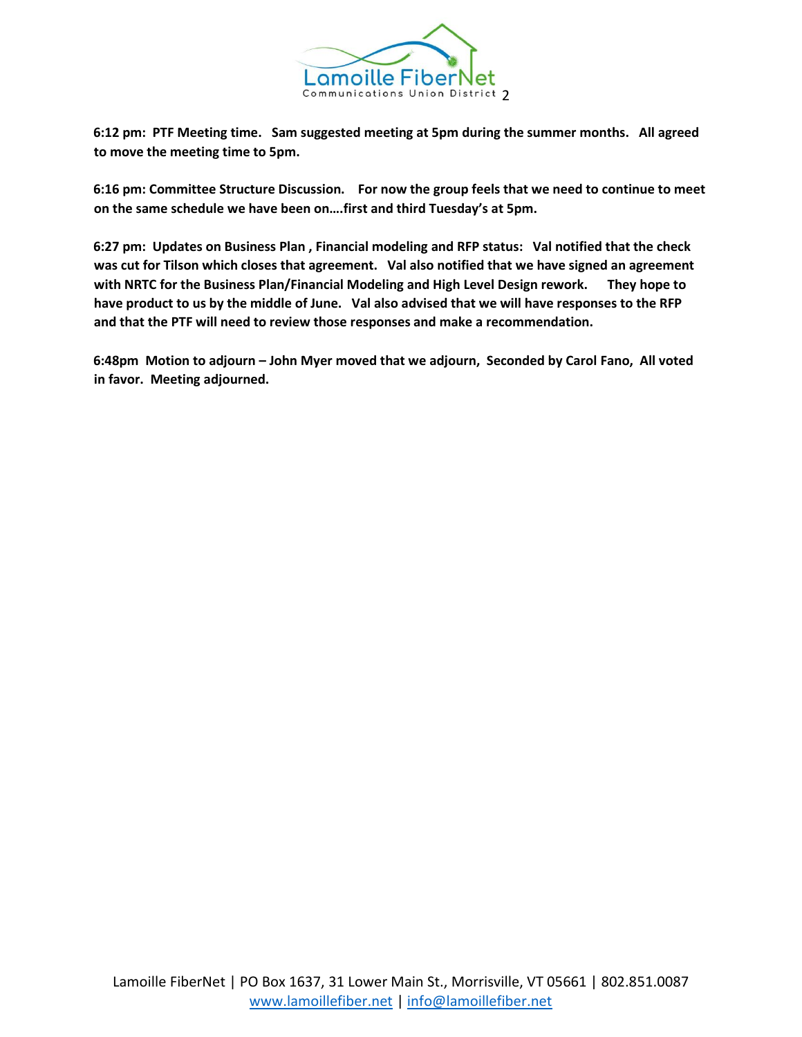**6:12 pm: PTF Meeting time. Sam suggested meeting at 5pm during the summer months. All agreed to move the meeting time to 5pm.**

**6:16 pm: Committee Structure Discussion. For now the group feels that we need to continue to meet on the same schedule we have been on….first and third Tuesday's at 5pm.**

**6:27 pm: Updates on Business Plan , Financial modeling and RFP status: Val notified that the check was cut for Tilson which closes that agreement. Val also notified that we have signed an agreement with NRTC for the Business Plan/Financial Modeling and High Level Design rework. They hope to have product to us by the middle of June. Val also advised that we will have responses to the RFP and that the PTF will need to review those responses and make a recommendation.**

**6:48pm Motion to adjourn – John Myer moved that we adjourn, Seconded by Carol Fano, All voted in favor. Meeting adjourned.**